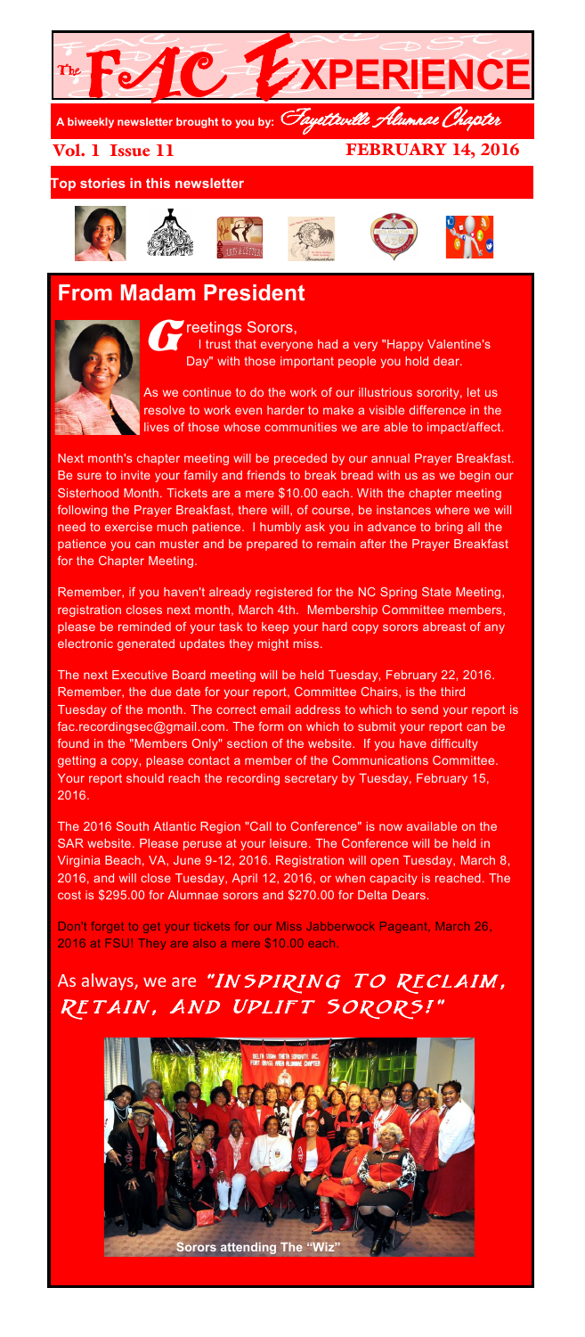# The FAC EXPERIENCE

A biweekly newsletter brought to you by: *Fayetteville Alumnae Chapter*

**Vol. 1 Issue 11** **FEBRUARY 14, 2016**

**Top stories in this newsletter**

## From Madam President

Greetings Sorors,

I trust that everyone had a very "Happy Valentine's Day" with those important people you hold dear.

As we continue to do the work of our illustrious sorority, let us resolve to work even harder to make a visible difference in the lives of those whose communities we are able to impact/affect.

Next month's chapter meeting will be preceded by our annual Prayer Breakfast. Be sure to invite your family and friends to break bread with us as we begin our Sisterhood Month. Tickets are a mere $10.00 each. With the chapter meeting following the Prayer Breakfast, there will, of course, be instances where we will need to exercise much patience. I humbly ask you in advance to bring all the patience you can muster and be prepared to remain after the Prayer Breakfast for the Chapter Meeting.

Remember, if you haven't already registered for the NC Spring State Meeting, registration closes next month, March 4th. Membership Committee members, please be reminded of your task to keep your hard copy sorors abreast of any electronic generated updates they might miss.

The next Executive Board meeting will be held Tuesday, February 22, 2016. Remember, the due date for your report, Committee Chairs, is the third Tuesday of the month. The correct email address to which to send your report is fac.recordingsec@gmail.com. The form on which to submit your report can be found in the "Members Only" section of the website. If you have difficulty getting a copy, please contact a member of the Communications Committee. Your report should reach the recording secretary by Tuesday, February 15, 2016.

The 2016 South Atlantic Region "Call to Conference" is now available on the SAR website. Please peruse at your leisure. The Conference will be held in Virginia Beach, VA, June 9-12, 2016. Registration will open Tuesday, March 8, 2016, and will close Tuesday, April 12, 2016, or when capacity is reached. The cost is $295.00 for Alumnae sorors and $270.00 for Delta Dears.

Don't forget to get your tickets for our Miss Jabberwock Pageant, March 26, 2016 at FSU! They are also a mere $10.00 each.

As always, we are *"INSPIRING TO RECLAIM, RETAIN, AND UPLIFT SORORS!"*

Sorors attending The "Wiz"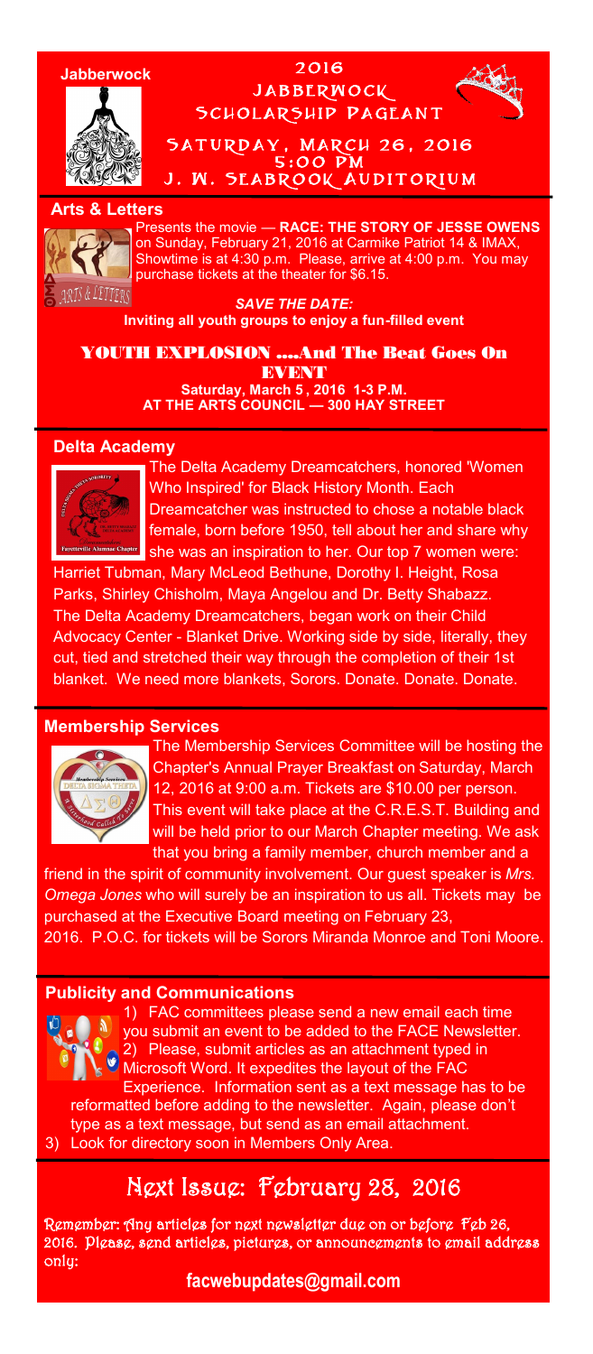## Jabberwock

# 2016 JABBERWOCK SCHOLARSHIP PAGEANT

SATURDAY, MARCH 26, 2016
5:00 PM
J. W. SEABROOK AUDITORIUM

## Arts & Letters

Presents the movie — **RACE: THE STORY OF JESSE OWENS** on Sunday, February 21, 2016 at Carmike Patriot 14 & IMAX, Showtime is at 4:30 p.m. Please, arrive at 4:00 p.m. You may purchase tickets at the theater for $6.15.

***SAVE THE DATE:***
**Inviting all youth groups to enjoy a fun-filled event**

**YOUTH EXPLOSION ….And The Beat Goes On EVENT**
**Saturday, March 5 , 2016 1-3 P.M.**
**AT THE ARTS COUNCIL — 300 HAY STREET**

## Delta Academy

The Delta Academy Dreamcatchers, honored 'Women Who Inspired' for Black History Month. Each Dreamcatcher was instructed to chose a notable black female, born before 1950, tell about her and share why she was an inspiration to her. Our top 7 women were: Harriet Tubman, Mary McLeod Bethune, Dorothy I. Height, Rosa Parks, Shirley Chisholm, Maya Angelou and Dr. Betty Shabazz. The Delta Academy Dreamcatchers, began work on their Child Advocacy Center - Blanket Drive. Working side by side, literally, they cut, tied and stretched their way through the completion of their 1st blanket. We need more blankets, Sorors. Donate. Donate. Donate.

## Membership Services

The Membership Services Committee will be hosting the Chapter's Annual Prayer Breakfast on Saturday, March 12, 2016 at 9:00 a.m. Tickets are $10.00 per person. This event will take place at the C.R.E.S.T. Building and will be held prior to our March Chapter meeting. We ask that you bring a family member, church member and a friend in the spirit of community involvement. Our guest speaker is *Mrs. Omega Jones* who will surely be an inspiration to us all. Tickets may be purchased at the Executive Board meeting on February 23, 2016. P.O.C. for tickets will be Sorors Miranda Monroe and Toni Moore.

## Publicity and Communications

1) FAC committees please send a new email each time you submit an event to be added to the FACE Newsletter.
2) Please, submit articles as an attachment typed in Microsoft Word. It expedites the layout of the FAC Experience. Information sent as a text message has to be reformatted before adding to the newsletter. Again, please don't type as a text message, but send as an email attachment.
3) Look for directory soon in Members Only Area.

# Next Issue: February 28, 2016

Remember: Any articles for next newsletter due on or before Feb 26, 2016. Please, send articles, pictures, or announcements to email address only:

**facwebupdates@gmail.com**